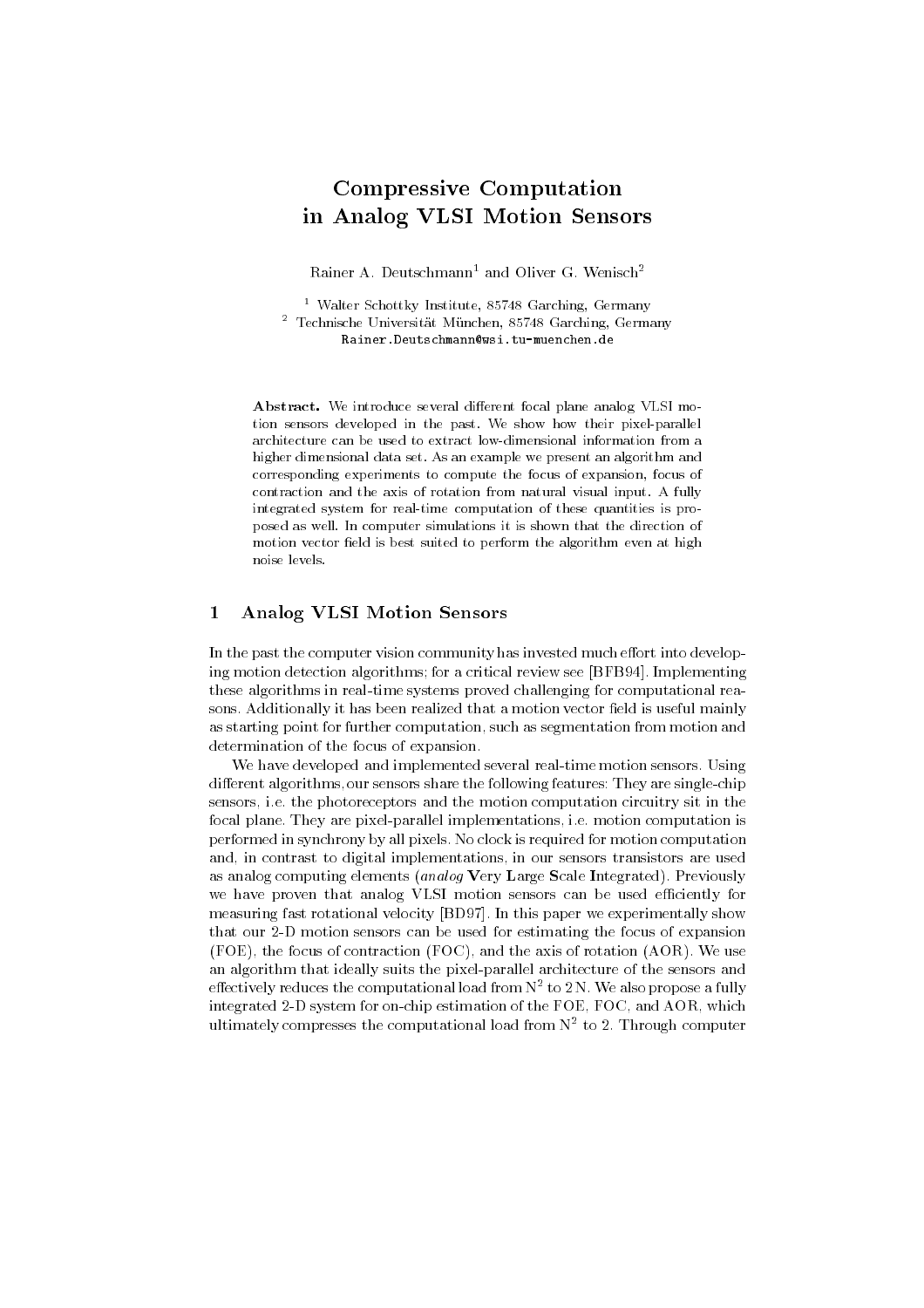# Compressive Computation in Analog VLSI Motion Sensors

Rainer A. Deutschmann[1] and Oliver G. Wenisch[2]

[1] Walter Schottky Institute, 85748 Garching, Germany
[2] Technische Universität München, 85748 Garching, Germany
Rainer.Deutschmann@wsi.tu-muenchen.de

**Abstract.** We introduce several different focal plane analog VLSI motion sensors developed in the past. We show how their pixel-parallel architecture can be used to extract low-dimensional information from a higher dimensional data set. As an example we present an algorithm and corresponding experiments to compute the focus of expansion, focus of contraction and the axis of rotation from natural visual input. A fully integrated system for real-time computation of these quantities is proposed as well. In computer simulations it is shown that the direction of motion vector field is best suited to perform the algorithm even at high noise levels.

## 1 Analog VLSI Motion Sensors

In the past the computer vision community has invested much effort into developing motion detection algorithms; for a critical review see [BFB94]. Implementing these algorithms in real-time systems proved challenging for computational reasons. Additionally it has been realized that a motion vector field is useful mainly as starting point for further computation, such as segmentation from motion and determination of the focus of expansion.

We have developed and implemented several real-time motion sensors. Using different algorithms, our sensors share the following features: They are single-chip sensors, i.e. the photoreceptors and the motion computation circuitry sit in the focal plane. They are pixel-parallel implementations, i.e. motion computation is performed in synchrony by all pixels. No clock is required for motion computation and, in contrast to digital implementations, in our sensors transistors are used as analog computing elements (*analog* **V**ery **L**arge **S**cale **I**ntegrated). Previously we have proven that analog VLSI motion sensors can be used efficiently for measuring fast rotational velocity [BD97]. In this paper we experimentally show that our 2-D motion sensors can be used for estimating the focus of expansion (FOE), the focus of contraction (FOC), and the axis of rotation (AOR). We use an algorithm that ideally suits the pixel-parallel architecture of the sensors and effectively reduces the computational load from $\mathrm{N}^2$ to $2\,\mathrm{N}$. We also propose a fully integrated 2-D system for on-chip estimation of the FOE, FOC, and AOR, which ultimately compresses the computational load from $\mathrm{N}^2$ to 2. Through computer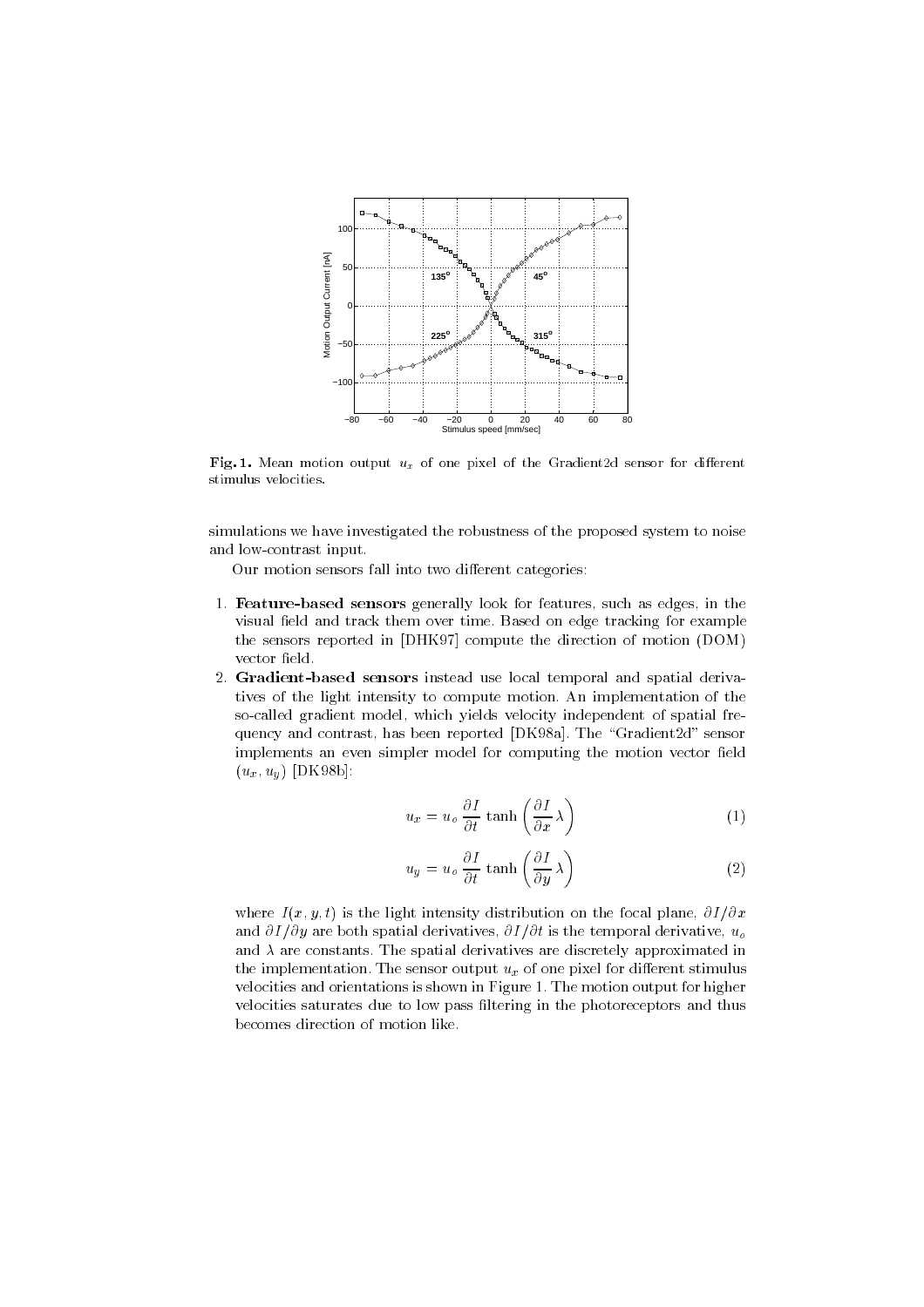**Fig. 1.** Mean motion output $u_x$ of one pixel of the Gradient2d sensor for different stimulus velocities.

simulations we have investigated the robustness of the proposed system to noise and low-contrast input.

Our motion sensors fall into two different categories:

1. **Feature-based sensors** generally look for features, such as edges, in the visual field and track them over time. Based on edge tracking for example the sensors reported in [DHK97] compute the direction of motion (DOM) vector field.
2. **Gradient-based sensors** instead use local temporal and spatial derivatives of the light intensity to compute motion. An implementation of the so-called gradient model, which yields velocity independent of spatial frequency and contrast, has been reported [DK98a]. The "Gradient2d" sensor implements an even simpler model for computing the motion vector field $(u_x, u_y)$ [DK98b]:

$$u_x = u_o \, \frac{\partial I}{\partial t} \, \tanh\left(\frac{\partial I}{\partial x} \lambda\right) \tag{1}$$

$$u_y = u_o \, \frac{\partial I}{\partial t} \, \tanh\left(\frac{\partial I}{\partial y} \lambda\right) \tag{2}$$

where $I(x, y, t)$ is the light intensity distribution on the focal plane, $\partial I / \partial x$ and $\partial I / \partial y$ are both spatial derivatives, $\partial I / \partial t$ is the temporal derivative, $u_o$ and $\lambda$ are constants. The spatial derivatives are discretely approximated in the implementation. The sensor output $u_x$ of one pixel for different stimulus velocities and orientations is shown in Figure 1. The motion output for higher velocities saturates due to low pass filtering in the photoreceptors and thus becomes direction of motion like.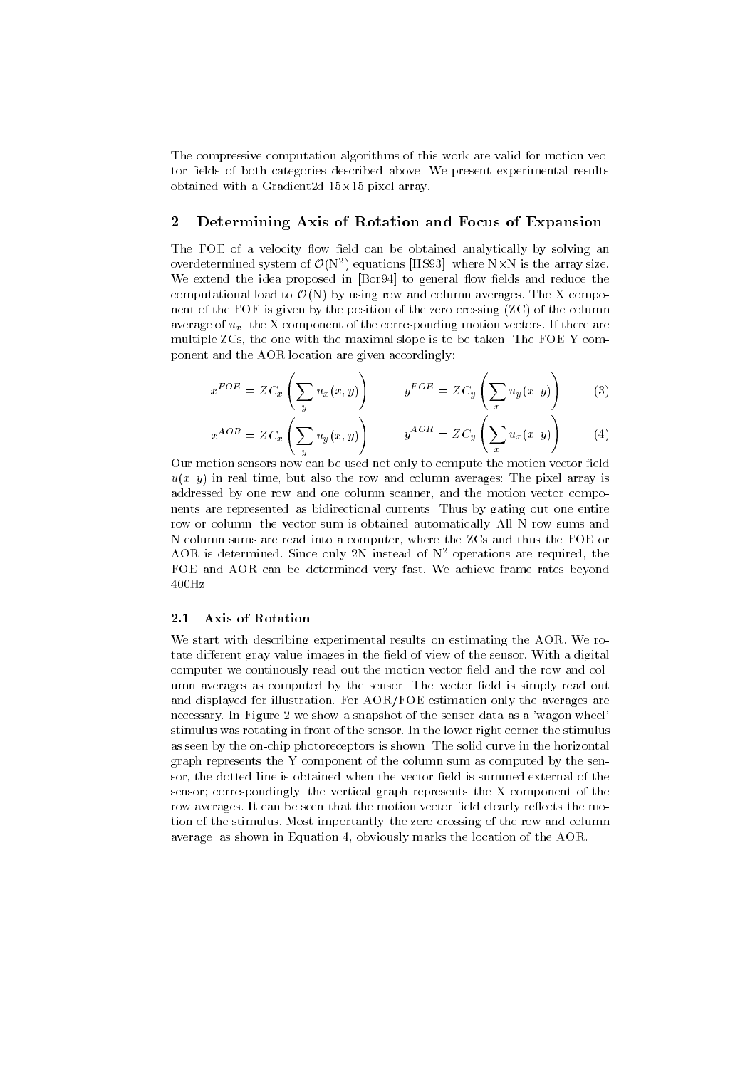The compressive computation algorithms of this work are valid for motion vector fields of both categories described above. We present experimental results obtained with a Gradient2d 15×15 pixel array.

## 2 Determining Axis of Rotation and Focus of Expansion

The FOE of a velocity flow field can be obtained analytically by solving an overdetermined system of $\mathcal{O}(\mathrm{N}^2)$ equations [HS93], where N×N is the array size. We extend the idea proposed in [Bor94] to general flow fields and reduce the computational load to $\mathcal{O}(\mathrm{N})$ by using row and column averages. The X component of the FOE is given by the position of the zero crossing (ZC) of the column average of $u_x$, the X component of the corresponding motion vectors. If there are multiple ZCs, the one with the maximal slope is to be taken. The FOE Y component and the AOR location are given accordingly:

$$x^{FOE} = ZC_x\left(\sum_y u_x(x,y)\right) \qquad y^{FOE} = ZC_y\left(\sum_x u_y(x,y)\right) \tag{3}$$

$$x^{AOR} = ZC_x\left(\sum_y u_y(x,y)\right) \qquad y^{AOR} = ZC_y\left(\sum_x u_x(x,y)\right) \tag{4}$$

Our motion sensors now can be used not only to compute the motion vector field $u(x,y)$ in real time, but also the row and column averages: The pixel array is addressed by one row and one column scanner, and the motion vector components are represented as bidirectional currents. Thus by gating out one entire row or column, the vector sum is obtained automatically. All N row sums and N column sums are read into a computer, where the ZCs and thus the FOE or AOR is determined. Since only 2N instead of $\mathrm{N}^2$ operations are required, the FOE and AOR can be determined very fast. We achieve frame rates beyond 400Hz.

### 2.1 Axis of Rotation

We start with describing experimental results on estimating the AOR. We rotate different gray value images in the field of view of the sensor. With a digital computer we continously read out the motion vector field and the row and column averages as computed by the sensor. The vector field is simply read out and displayed for illustration. For AOR/FOE estimation only the averages are necessary. In Figure 2 we show a snapshot of the sensor data as a 'wagon wheel' stimulus was rotating in front of the sensor. In the lower right corner the stimulus as seen by the on-chip photoreceptors is shown. The solid curve in the horizontal graph represents the Y component of the column sum as computed by the sensor, the dotted line is obtained when the vector field is summed external of the sensor; correspondingly, the vertical graph represents the X component of the row averages. It can be seen that the motion vector field clearly reflects the motion of the stimulus. Most importantly, the zero crossing of the row and column average, as shown in Equation 4, obviously marks the location of the AOR.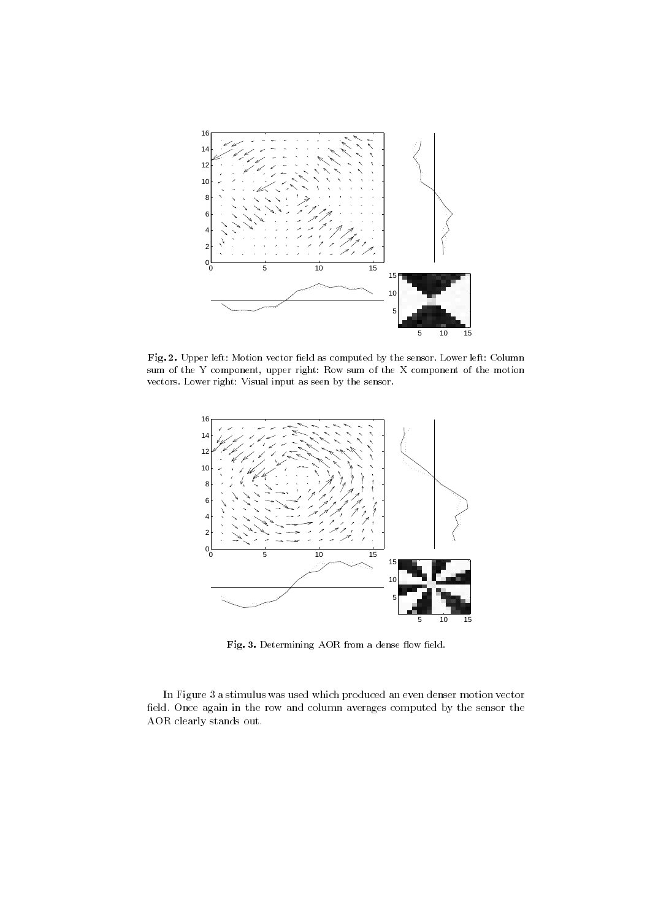**Fig. 2.** Upper left: Motion vector field as computed by the sensor. Lower left: Column sum of the Y component, upper right: Row sum of the X component of the motion vectors. Lower right: Visual input as seen by the sensor.

**Fig. 3.** Determining AOR from a dense flow field.

In Figure 3 a stimulus was used which produced an even denser motion vector field. Once again in the row and column averages computed by the sensor the AOR clearly stands out.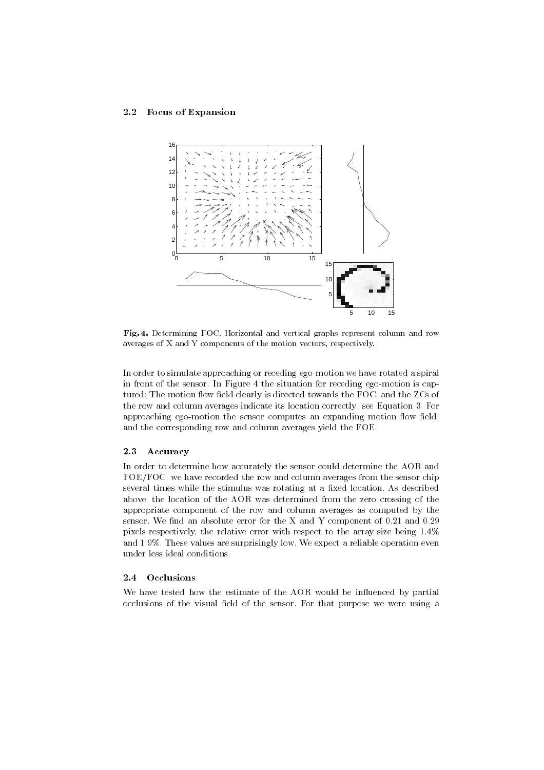### 2.2 Focus of Expansion

**Fig. 4.** Determining FOC. Horizontal and vertical graphs represent column and row averages of X and Y components of the motion vectors, respectively.

In order to simulate approaching or receding ego-motion we have rotated a spiral in front of the sensor. In Figure 4 the situation for receding ego-motion is captured: The motion flow field clearly is directed towards the FOC, and the ZCs of the row and column averages indicate its location correctly; see Equation 3. For approaching ego-motion the sensor computes an expanding motion flow field, and the corresponding row and column averages yield the FOE.

### 2.3 Accuracy

In order to determine how accurately the sensor could determine the AOR and FOE/FOC, we have recorded the row and column averages from the sensor chip several times while the stimulus was rotating at a fixed location. As described above, the location of the AOR was determined from the zero crossing of the appropriate component of the row and column averages as computed by the sensor. We find an absolute error for the X and Y component of 0.21 and 0.29 pixels respectively, the relative error with respect to the array size being 1.4% and 1.9%. These values are surprisingly low. We expect a reliable operation even under less ideal conditions.

### 2.4 Occlusions

We have tested how the estimate of the AOR would be influenced by partial occlusions of the visual field of the sensor. For that purpose we were using a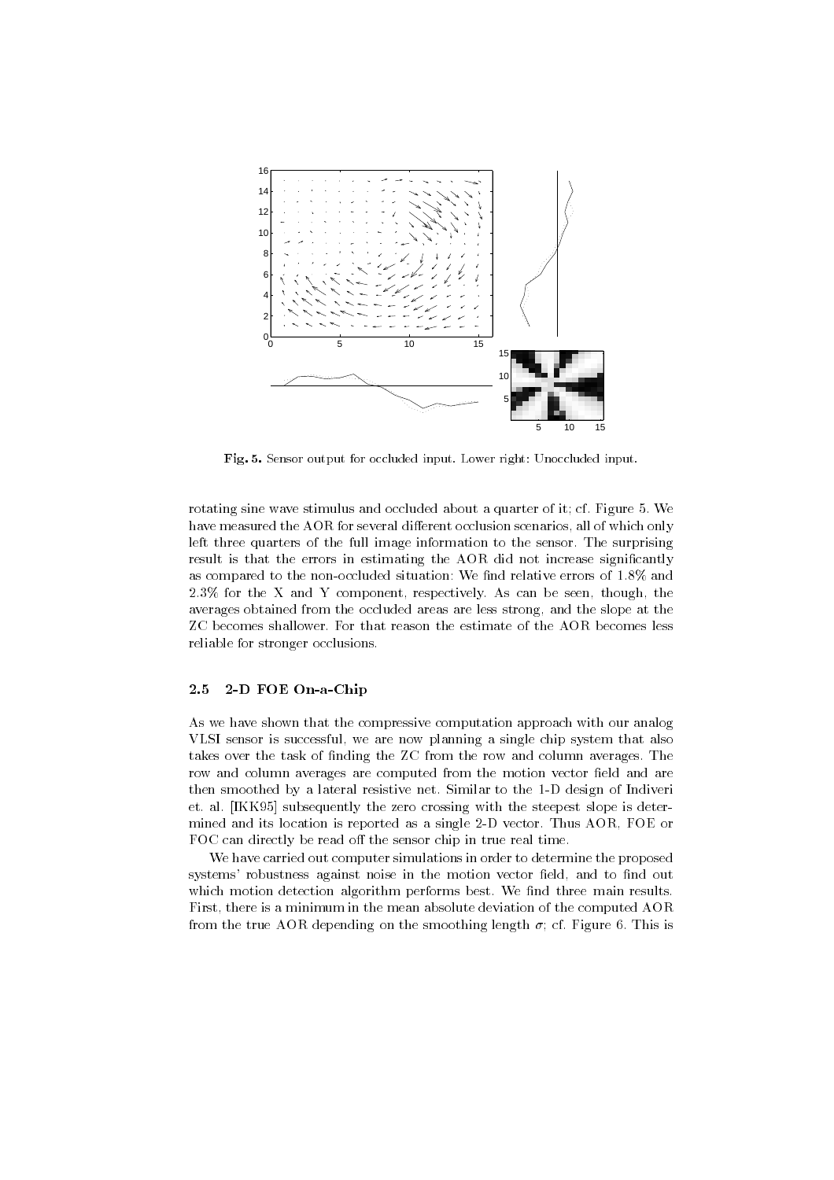**Fig. 5.** Sensor output for occluded input. Lower right: Unoccluded input.

rotating sine wave stimulus and occluded about a quarter of it; cf. Figure 5. We have measured the AOR for several different occlusion scenarios, all of which only left three quarters of the full image information to the sensor. The surprising result is that the errors in estimating the AOR did not increase significantly as compared to the non-occluded situation: We find relative errors of 1.8% and 2.3% for the X and Y component, respectively. As can be seen, though, the averages obtained from the occluded areas are less strong, and the slope at the ZC becomes shallower. For that reason the estimate of the AOR becomes less reliable for stronger occlusions.

### 2.5 2-D FOE On-a-Chip

As we have shown that the compressive computation approach with our analog VLSI sensor is successful, we are now planning a single chip system that also takes over the task of finding the ZC from the row and column averages. The row and column averages are computed from the motion vector field and are then smoothed by a lateral resistive net. Similar to the 1-D design of Indiveri et. al. [IKK95] subsequently the zero crossing with the steepest slope is determined and its location is reported as a single 2-D vector. Thus AOR, FOE or FOC can directly be read off the sensor chip in true real time.

We have carried out computer simulations in order to determine the proposed systems' robustness against noise in the motion vector field, and to find out which motion detection algorithm performs best. We find three main results. First, there is a minimum in the mean absolute deviation of the computed AOR from the true AOR depending on the smoothing length $\sigma$; cf. Figure 6. This is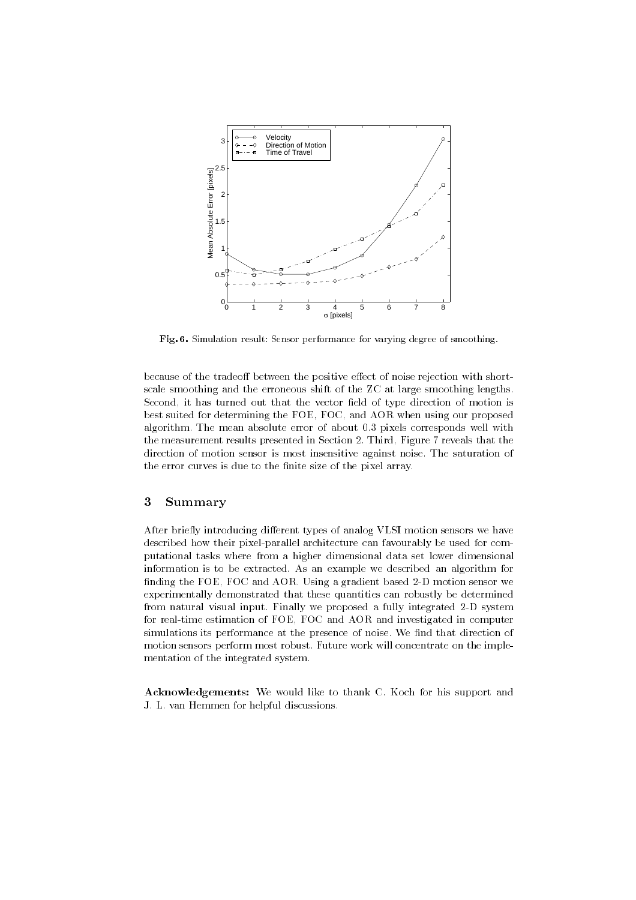**Fig. 6.** Simulation result: Sensor performance for varying degree of smoothing.

because of the tradeoff between the positive effect of noise rejection with short-scale smoothing and the erroneous shift of the ZC at large smoothing lengths. Second, it has turned out that the vector field of type direction of motion is best suited for determining the FOE, FOC, and AOR when using our proposed algorithm. The mean absolute error of about 0.3 pixels corresponds well with the measurement results presented in Section 2. Third, Figure 7 reveals that the direction of motion sensor is most insensitive against noise. The saturation of the error curves is due to the finite size of the pixel array.

## 3 Summary

After briefly introducing different types of analog VLSI motion sensors we have described how their pixel-parallel architecture can favourably be used for computational tasks where from a higher dimensional data set lower dimensional information is to be extracted. As an example we described an algorithm for finding the FOE, FOC and AOR. Using a gradient based 2-D motion sensor we experimentally demonstrated that these quantities can robustly be determined from natural visual input. Finally we proposed a fully integrated 2-D system for real-time estimation of FOE, FOC and AOR and investigated in computer simulations its performance at the presence of noise. We find that direction of motion sensors perform most robust. Future work will concentrate on the implementation of the integrated system.

**Acknowledgements:** We would like to thank C. Koch for his support and J. L. van Hemmen for helpful discussions.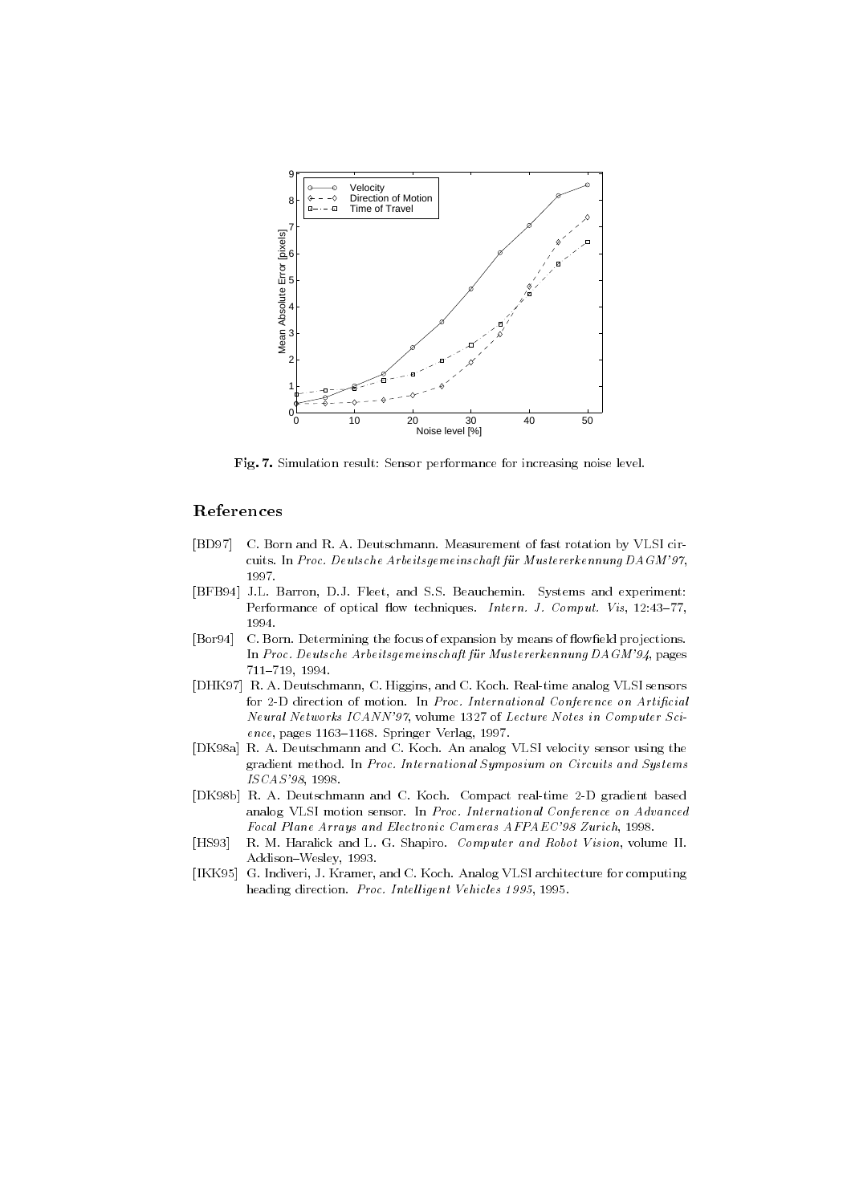Velocity
Direction of Motion
Time of Travel

Mean Absolute Error [pixels]

0
1
2
3
4
5
6
7
8
9

0
10
20
30
40
50

Noise level [%]

**Fig. 7.** Simulation result: Sensor performance for increasing noise level.

## References

- [BD97] C. Born and R. A. Deutschmann. Measurement of fast rotation by VLSI circuits. In *Proc. Deutsche Arbeitsgemeinschaft für Mustererkennung DAGM'97*, 1997.
- [BFB94] J.L. Barron, D.J. Fleet, and S.S. Beauchemin. Systems and experiment: Performance of optical flow techniques. *Intern. J. Comput. Vis*, 12:43–77, 1994.
- [Bor94] C. Born. Determining the focus of expansion by means of flowfield projections. In *Proc. Deutsche Arbeitsgemeinschaft für Mustererkennung DAGM'94*, pages 711–719, 1994.
- [DHK97] R. A. Deutschmann, C. Higgins, and C. Koch. Real-time analog VLSI sensors for 2-D direction of motion. In *Proc. International Conference on Artificial Neural Networks ICANN'97*, volume 1327 of *Lecture Notes in Computer Science*, pages 1163–1168. Springer Verlag, 1997.
- [DK98a] R. A. Deutschmann and C. Koch. An analog VLSI velocity sensor using the gradient method. In *Proc. International Symposium on Circuits and Systems ISCAS'98*, 1998.
- [DK98b] R. A. Deutschmann and C. Koch. Compact real-time 2-D gradient based analog VLSI motion sensor. In *Proc. International Conference on Advanced Focal Plane Arrays and Electronic Cameras AFPAEC'98 Zurich*, 1998.
- [HS93] R. M. Haralick and L. G. Shapiro. *Computer and Robot Vision*, volume II. Addison–Wesley, 1993.
- [IKK95] G. Indiveri, J. Kramer, and C. Koch. Analog VLSI architecture for computing heading direction. *Proc. Intelligent Vehicles 1995*, 1995.